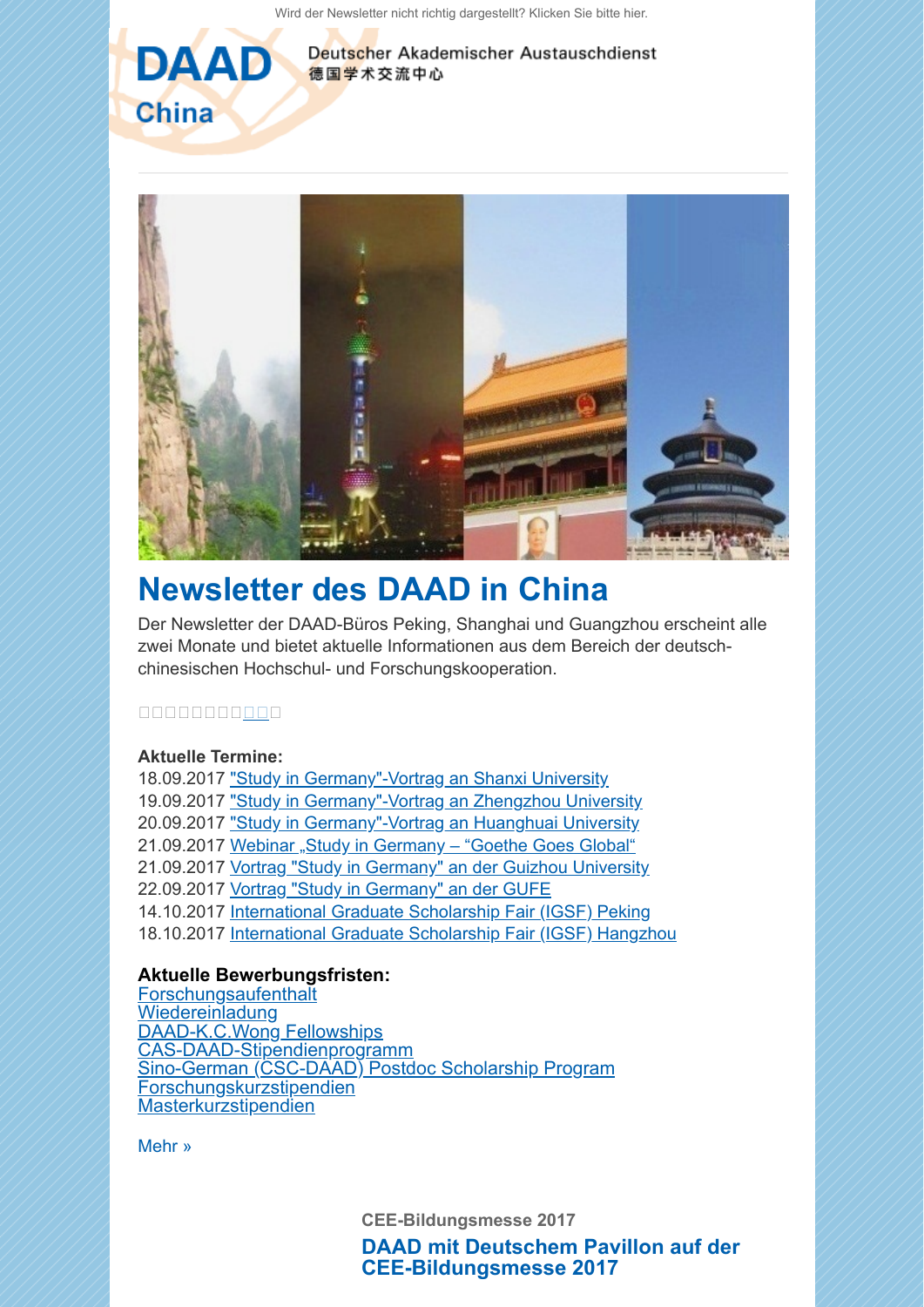Wird der Newsletter nicht richtig dargestellt? Klicken Sie bitte hier.

DAAD China

Deutscher Akademischer Austauschdienst
德国学术交流中心

# Newsletter des DAAD in China

Der Newsletter der DAAD-Büros Peking, Shanghai und Guangzhou erscheint alle zwei Monate und bietet aktuelle Informationen aus dem Bereich der deutsch-chinesischen Hochschul- und Forschungskooperation.

□□□□□□□□□□□

**Aktuelle Termine:**

18.09.2017 "Study in Germany"-Vortrag an Shanxi University
19.09.2017 "Study in Germany"-Vortrag an Zhengzhou University
20.09.2017 "Study in Germany"-Vortrag an Huanghuai University
21.09.2017 Webinar „Study in Germany – "Goethe Goes Global"
21.09.2017 Vortrag "Study in Germany" an der Guizhou University
22.09.2017 Vortrag "Study in Germany" an der GUFE
14.10.2017 International Graduate Scholarship Fair (IGSF) Peking
18.10.2017 International Graduate Scholarship Fair (IGSF) Hangzhou

**Aktuelle Bewerbungsfristen:**

Forschungsaufenthalt
Wiedereinladung
DAAD-K.C.Wong Fellowships
CAS-DAAD-Stipendienprogramm
Sino-German (CSC-DAAD) Postdoc Scholarship Program
Forschungskurzstipendien
Masterkurzstipendien

Mehr »

**CEE-Bildungsmesse 2017**

## DAAD mit Deutschem Pavillon auf der CEE-Bildungsmesse 2017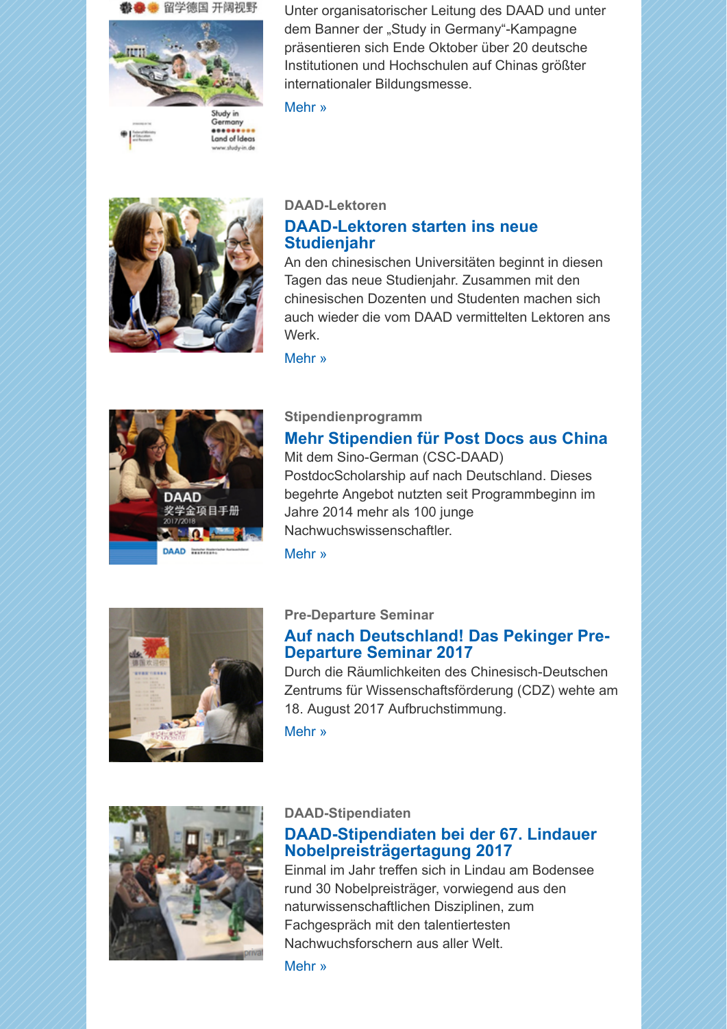Unter organisatorischer Leitung des DAAD und unter dem Banner der „Study in Germany"-Kampagne präsentieren sich Ende Oktober über 20 deutsche Institutionen und Hochschulen auf Chinas größter internationaler Bildungsmesse.

Mehr »

**DAAD-Lektoren**

## DAAD-Lektoren starten ins neue Studienjahr

An den chinesischen Universitäten beginnt in diesen Tagen das neue Studienjahr. Zusammen mit den chinesischen Dozenten und Studenten machen sich auch wieder die vom DAAD vermittelten Lektoren ans Werk.

Mehr »

**Stipendienprogramm**

## Mehr Stipendien für Post Docs aus China

Mit dem Sino-German (CSC-DAAD) PostdocScholarship auf nach Deutschland. Dieses begehrte Angebot nutzten seit Programmbeginn im Jahre 2014 mehr als 100 junge Nachwuchswissenschaftler.

Mehr »

**Pre-Departure Seminar**

## Auf nach Deutschland! Das Pekinger Pre-Departure Seminar 2017

Durch die Räumlichkeiten des Chinesisch-Deutschen Zentrums für Wissenschaftsförderung (CDZ) wehte am 18. August 2017 Aufbruchstimmung.

Mehr »

**DAAD-Stipendiaten**

## DAAD-Stipendiaten bei der 67. Lindauer Nobelpreisträgertagung 2017

Einmal im Jahr treffen sich in Lindau am Bodensee rund 30 Nobelpreisträger, vorwiegend aus den naturwissenschaftlichen Disziplinen, zum Fachgespräch mit den talentiertesten Nachwuchsforschern aus aller Welt.

Mehr »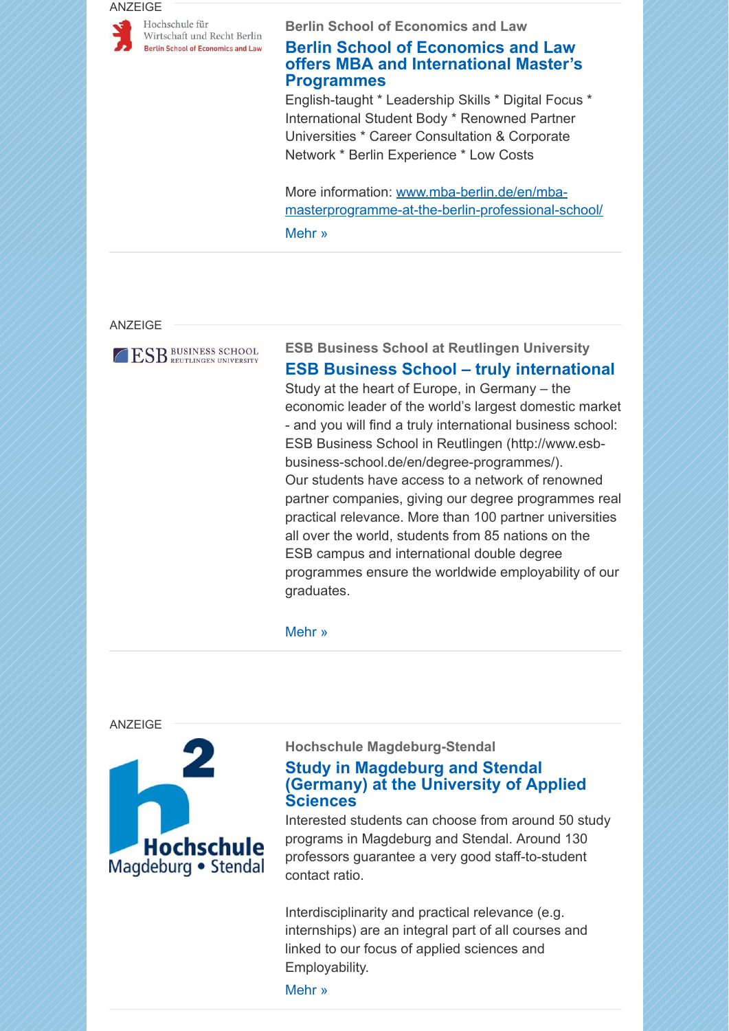ANZEIGE

Hochschule für Wirtschaft und Recht Berlin
Berlin School of Economics and Law

**Berlin School of Economics and Law**

### Berlin School of Economics and Law offers MBA and International Master's Programmes

English-taught * Leadership Skills * Digital Focus * International Student Body * Renowned Partner Universities * Career Consultation & Corporate Network * Berlin Experience * Low Costs

More information: [www.mba-berlin.de/en/mba-masterprogramme-at-the-berlin-professional-school/](http://www.mba-berlin.de/en/mba-masterprogramme-at-the-berlin-professional-school/)

Mehr »

---

ANZEIGE

ESB BUSINESS SCHOOL REUTLINGEN UNIVERSITY

**ESB Business School at Reutlingen University**

### ESB Business School – truly international

Study at the heart of Europe, in Germany – the economic leader of the world's largest domestic market - and you will find a truly international business school: ESB Business School in Reutlingen (http://www.esb-business-school.de/en/degree-programmes/).
Our students have access to a network of renowned partner companies, giving our degree programmes real practical relevance. More than 100 partner universities all over the world, students from 85 nations on the ESB campus and international double degree programmes ensure the worldwide employability of our graduates.

Mehr »

---

ANZEIGE

h2 Hochschule Magdeburg • Stendal

**Hochschule Magdeburg-Stendal**

### Study in Magdeburg and Stendal (Germany) at the University of Applied Sciences

Interested students can choose from around 50 study programs in Magdeburg and Stendal. Around 130 professors guarantee a very good staff-to-student contact ratio.

Interdisciplinarity and practical relevance (e.g. internships) are an integral part of all courses and linked to our focus of applied sciences and Employability.

Mehr »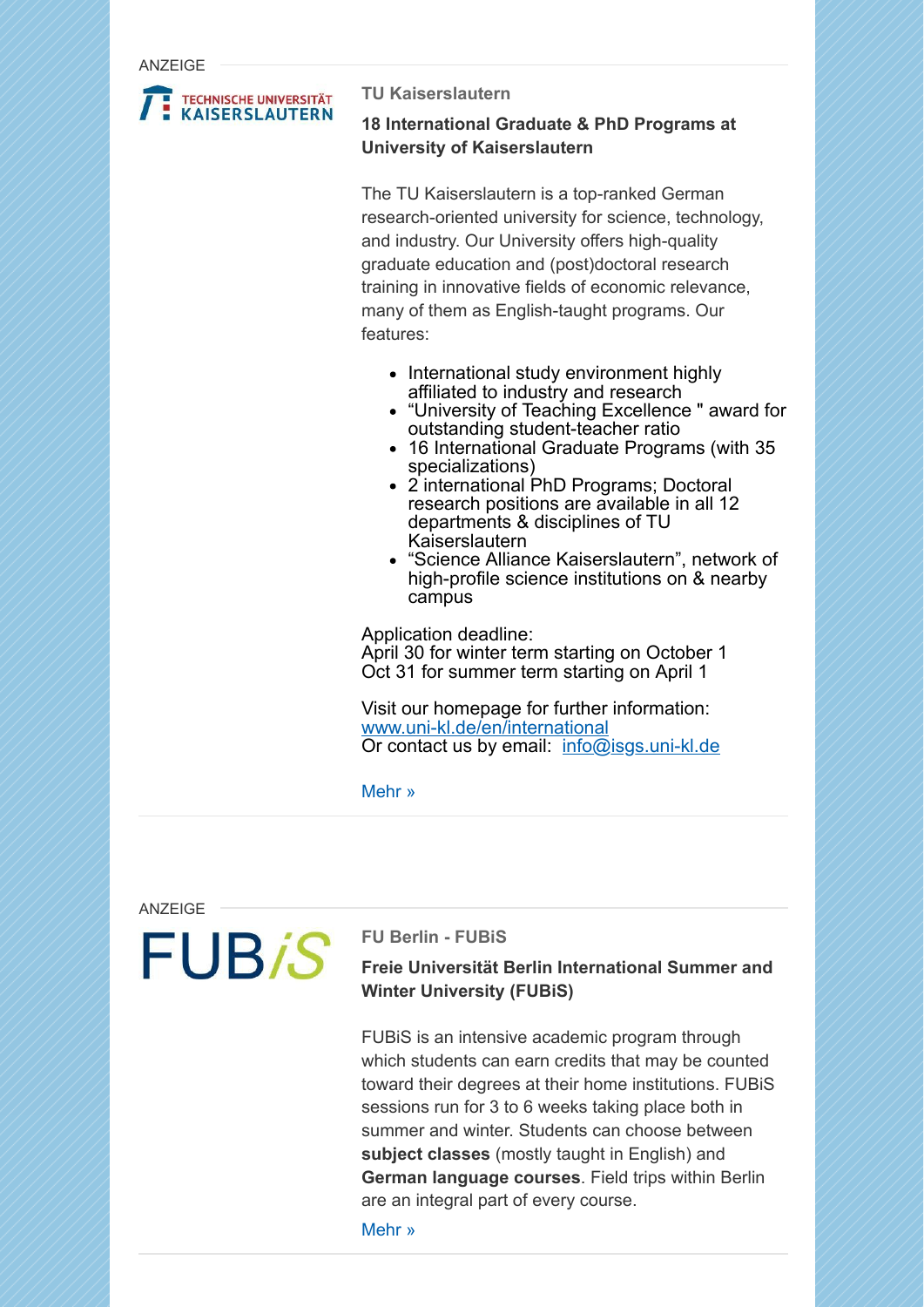ANZEIGE

TECHNISCHE UNIVERSITÄT KAISERSLAUTERN

**TU Kaiserslautern**

**18 International Graduate & PhD Programs at University of Kaiserslautern**

The TU Kaiserslautern is a top-ranked German research-oriented university for science, technology, and industry. Our University offers high-quality graduate education and (post)doctoral research training in innovative fields of economic relevance, many of them as English-taught programs. Our features:

- International study environment highly affiliated to industry and research
- "University of Teaching Excellence " award for outstanding student-teacher ratio
- 16 International Graduate Programs (with 35 specializations)
- 2 international PhD Programs; Doctoral research positions are available in all 12 departments & disciplines of TU Kaiserslautern
- "Science Alliance Kaiserslautern", network of high-profile science institutions on & nearby campus

Application deadline:
April 30 for winter term starting on October 1
Oct 31 for summer term starting on April 1

Visit our homepage for further information:
www.uni-kl.de/en/international
Or contact us by email: info@isgs.uni-kl.de

Mehr »

ANZEIGE

FUB*iS*

**FU Berlin - FUBiS**

**Freie Universität Berlin International Summer and Winter University (FUBiS)**

FUBiS is an intensive academic program through which students can earn credits that may be counted toward their degrees at their home institutions. FUBiS sessions run for 3 to 6 weeks taking place both in summer and winter. Students can choose between **subject classes** (mostly taught in English) and **German language courses**. Field trips within Berlin are an integral part of every course.

Mehr »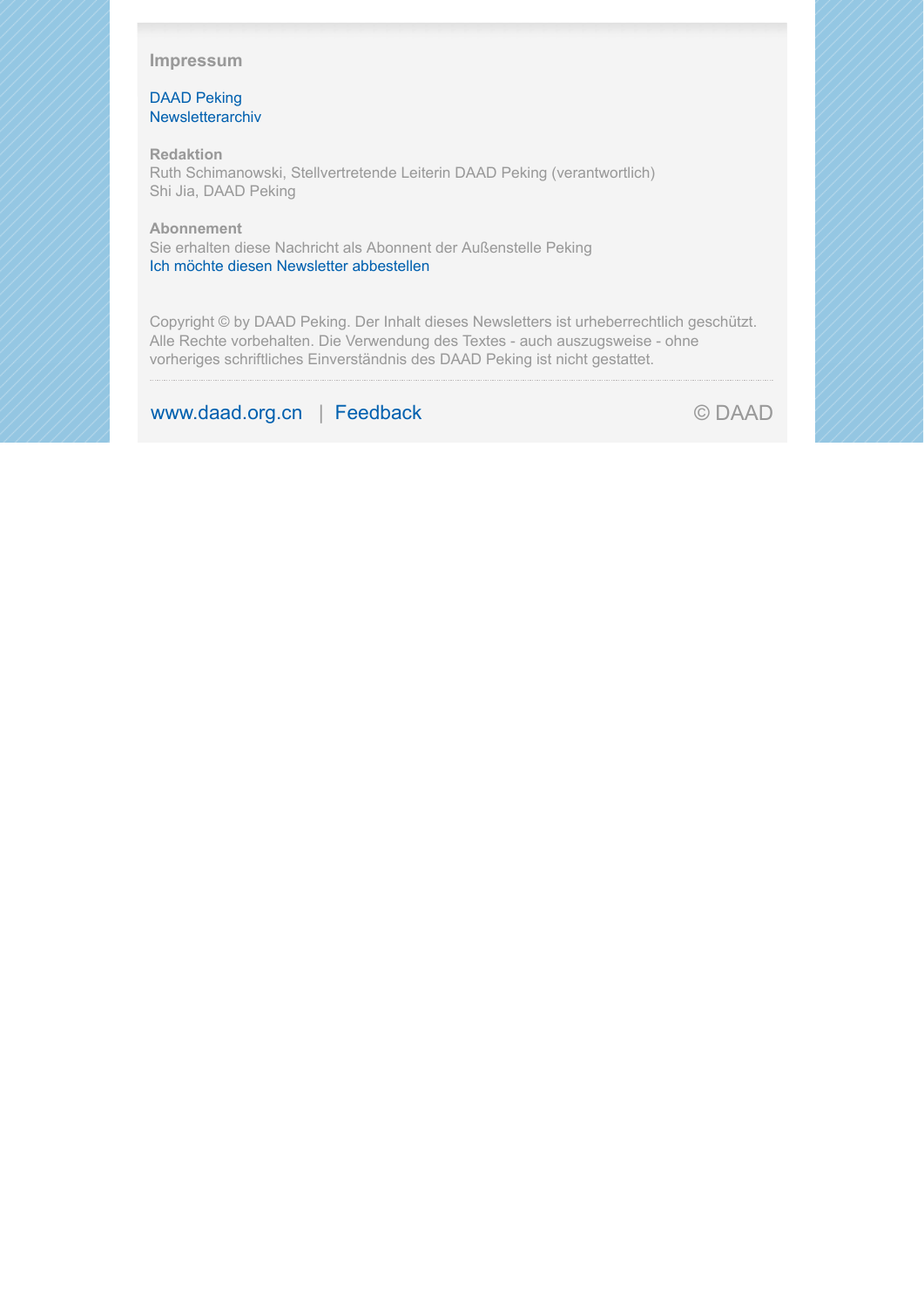## Impressum

DAAD Peking
Newsletterarchiv

**Redaktion**
Ruth Schimanowski, Stellvertretende Leiterin DAAD Peking (verantwortlich)
Shi Jia, DAAD Peking

**Abonnement**
Sie erhalten diese Nachricht als Abonnent der Außenstelle Peking
Ich möchte diesen Newsletter abbestellen

Copyright © by DAAD Peking. Der Inhalt dieses Newsletters ist urheberrechtlich geschützt. Alle Rechte vorbehalten. Die Verwendung des Textes - auch auszugsweise - ohne vorheriges schriftliches Einverständnis des DAAD Peking ist nicht gestattet.

www.daad.org.cn | Feedback © DAAD